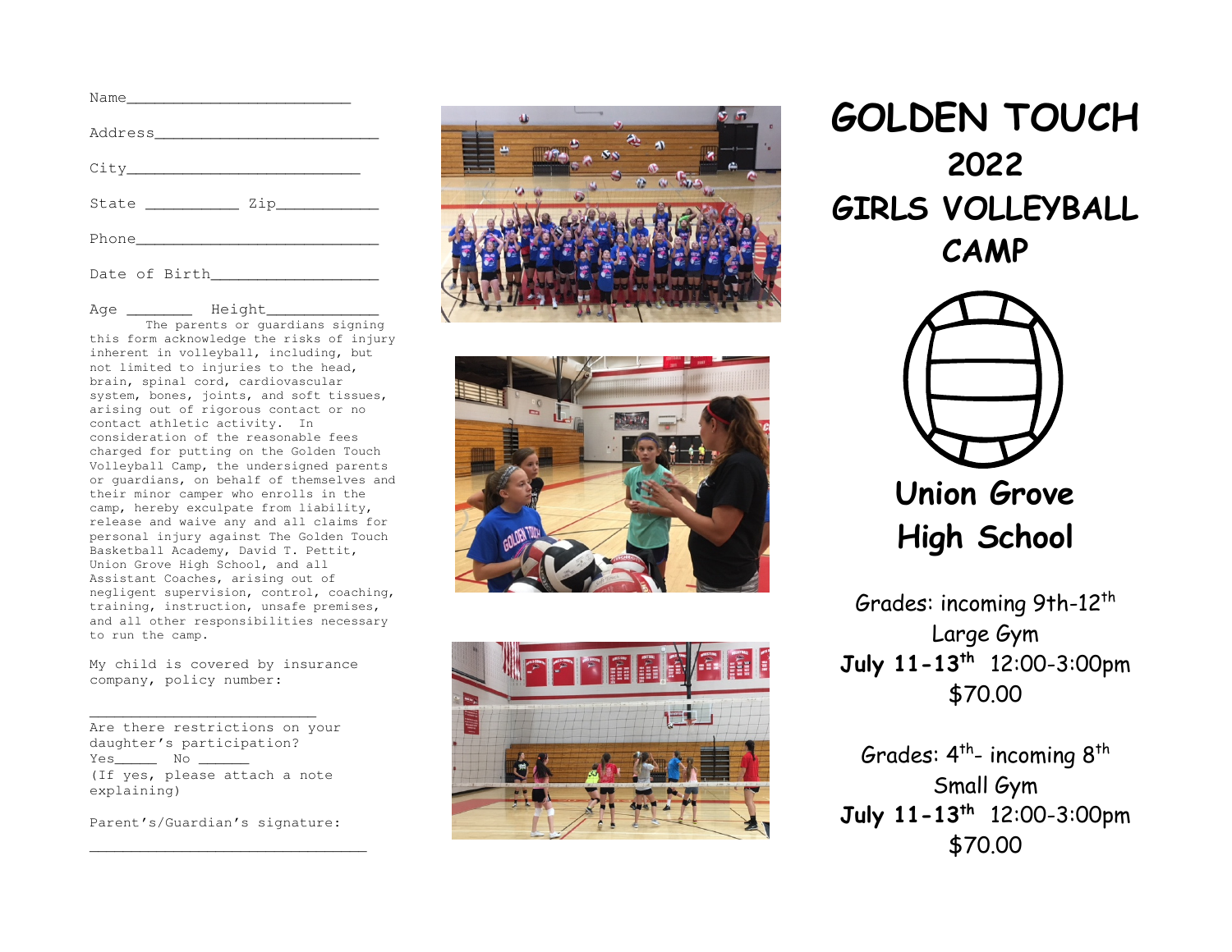Name_________________________

Address_________________________

City_________________________

State __________ Zip___________

Phone_________________________

Date of Birth___________________

Age _______ Height____________

The parents or guardians signing this form acknowledge the risks of injury inherent in volleyball, including, but not limited to injuries to the head, brain, spinal cord, cardiovascular system, bones, joints, and soft tissues, arising out of rigorous contact or no contact athletic activity. In consideration of the reasonable fees charged for putting on the Golden Touch Volleyball Camp, the undersigned parents or guardians, on behalf of themselves and their minor camper who enrolls in the camp, hereby exculpate from liability, release and waive any and all claims for personal injury against The Golden Touch Basketball Academy, David T. Pettit, Union Grove High School, and all Assistant Coaches, arising out of negligent supervision, control, coaching, training, instruction, unsafe premises, and all other responsibilities necessary to run the camp.

My child is covered by insurance company, policy number:

_________________________

Are there restrictions on your daughter's participation?
Yes_____ No ______
(If yes, please attach a note explaining)

Parent's/Guardian's signature:

_______________________________

# GOLDEN TOUCH 2022 GIRLS VOLLEYBALL CAMP

## Union Grove High School

Grades: incoming 9th-12th
Large Gym
**July 11-13th** 12:00-3:00pm
$70.00

Grades: 4th- incoming 8th
Small Gym
**July 11-13th** 12:00-3:00pm
$70.00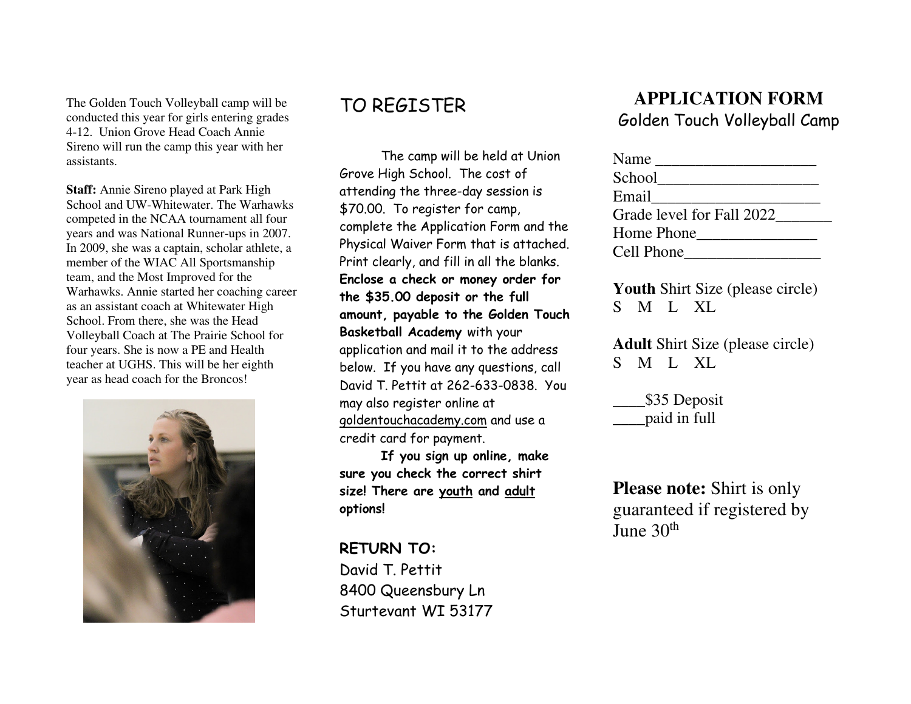The Golden Touch Volleyball camp will be conducted this year for girls entering grades 4-12. Union Grove Head Coach Annie Sireno will run the camp this year with her assistants.

**Staff:** Annie Sireno played at Park High School and UW-Whitewater. The Warhawks competed in the NCAA tournament all four years and was National Runner-ups in 2007. In 2009, she was a captain, scholar athlete, a member of the WIAC All Sportsmanship team, and the Most Improved for the Warhawks. Annie started her coaching career as an assistant coach at Whitewater High School. From there, she was the Head Volleyball Coach at The Prairie School for four years. She is now a PE and Health teacher at UGHS. This will be her eighth year as head coach for the Broncos!

## TO REGISTER

The camp will be held at Union Grove High School. The cost of attending the three-day session is $70.00. To register for camp, complete the Application Form and the Physical Waiver Form that is attached. Print clearly, and fill in all the blanks. **Enclose a check or money order for the $35.00 deposit or the full amount, payable to the Golden Touch Basketball Academy** with your application and mail it to the address below. If you have any questions, call David T. Pettit at 262-633-0838. You may also register online at goldentouchacademy.com and use a credit card for payment.

**If you sign up online, make sure you check the correct shirt size! There are youth and adult options!**

**RETURN TO:**
David T. Pettit
8400 Queensbury Ln
Sturtevant WI 53177

## APPLICATION FORM

### Golden Touch Volleyball Camp

Name ___________________
School___________________
Email_____________________
Grade level for Fall 2022_______
Home Phone_______________
Cell Phone________________

**Youth** Shirt Size (please circle)
S M L XL

**Adult** Shirt Size (please circle)
S M L XL

____$35 Deposit
____paid in full

**Please note:** Shirt is only guaranteed if registered by June 30th